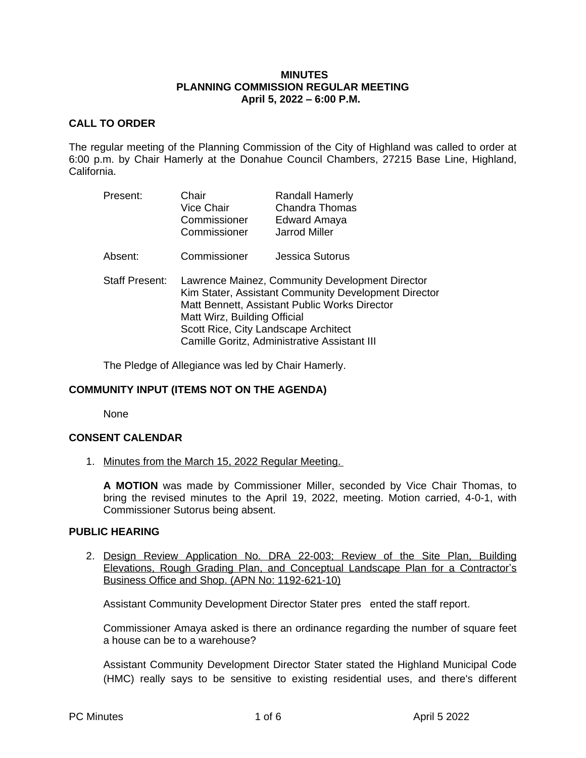**MINUTES**
**PLANNING COMMISSION REGULAR MEETING**
**April 5, 2022 – 6:00 P.M.**

## CALL TO ORDER

The regular meeting of the Planning Commission of the City of Highland was called to order at 6:00 p.m. by Chair Hamerly at the Donahue Council Chambers, 27215 Base Line, Highland, California.

| | | |
|---|---|---|
| Present: | Chair | Randall Hamerly |
| | Vice Chair | Chandra Thomas |
| | Commissioner | Edward Amaya |
| | Commissioner | Jarrod Miller |
| Absent: | Commissioner | Jessica Sutorus |

Staff Present:
Lawrence Mainez, Community Development Director
Kim Stater, Assistant Community Development Director
Matt Bennett, Assistant Public Works Director
Matt Wirz, Building Official
Scott Rice, City Landscape Architect
Camille Goritz, Administrative Assistant III

The Pledge of Allegiance was led by Chair Hamerly.

## COMMUNITY INPUT (ITEMS NOT ON THE AGENDA)

None

## CONSENT CALENDAR

1. Minutes from the March 15, 2022 Regular Meeting.

   **A MOTION** was made by Commissioner Miller, seconded by Vice Chair Thomas, to bring the revised minutes to the April 19, 2022, meeting. Motion carried, 4-0-1, with Commissioner Sutorus being absent.

## PUBLIC HEARING

2. Design Review Application No. DRA 22-003; Review of the Site Plan, Building Elevations, Rough Grading Plan, and Conceptual Landscape Plan for a Contractor's Business Office and Shop. (APN No: 1192-621-10)

   Assistant Community Development Director Stater presented the staff report.

   Commissioner Amaya asked is there an ordinance regarding the number of square feet a house can be to a warehouse?

   Assistant Community Development Director Stater stated the Highland Municipal Code (HMC) really says to be sensitive to existing residential uses, and there's different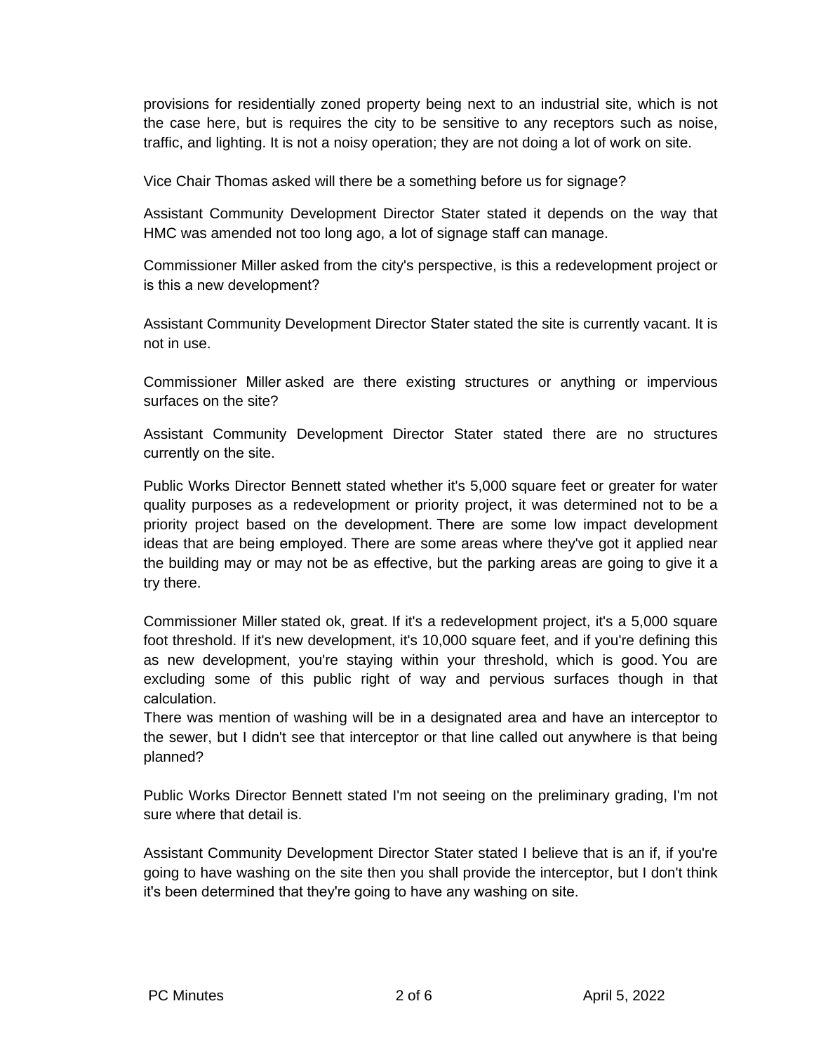provisions for residentially zoned property being next to an industrial site, which is not the case here, but is requires the city to be sensitive to any receptors such as noise, traffic, and lighting. It is not a noisy operation; they are not doing a lot of work on site.

Vice Chair Thomas asked will there be a something before us for signage?

Assistant Community Development Director Stater stated it depends on the way that HMC was amended not too long ago, a lot of signage staff can manage.

Commissioner Miller asked from the city's perspective, is this a redevelopment project or is this a new development?

Assistant Community Development Director Stater stated the site is currently vacant. It is not in use.

Commissioner Miller asked are there existing structures or anything or impervious surfaces on the site?

Assistant Community Development Director Stater stated there are no structures currently on the site.

Public Works Director Bennett stated whether it's 5,000 square feet or greater for water quality purposes as a redevelopment or priority project, it was determined not to be a priority project based on the development. There are some low impact development ideas that are being employed. There are some areas where they've got it applied near the building may or may not be as effective, but the parking areas are going to give it a try there.

Commissioner Miller stated ok, great. If it's a redevelopment project, it's a 5,000 square foot threshold. If it's new development, it's 10,000 square feet, and if you're defining this as new development, you're staying within your threshold, which is good. You are excluding some of this public right of way and pervious surfaces though in that calculation.
There was mention of washing will be in a designated area and have an interceptor to the sewer, but I didn't see that interceptor or that line called out anywhere is that being planned?

Public Works Director Bennett stated I'm not seeing on the preliminary grading, I'm not sure where that detail is.

Assistant Community Development Director Stater stated I believe that is an if, if you're going to have washing on the site then you shall provide the interceptor, but I don't think it's been determined that they're going to have any washing on site.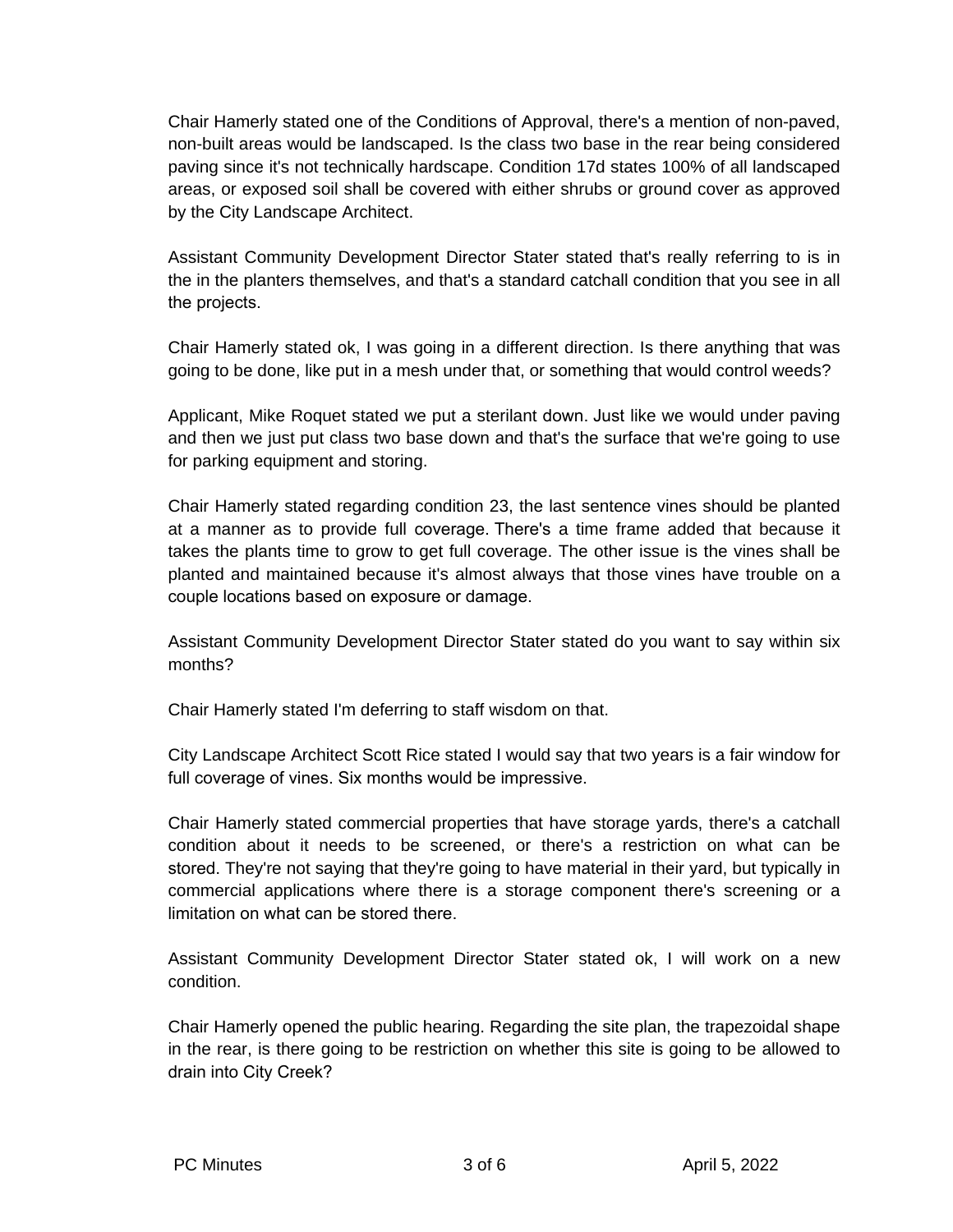Chair Hamerly stated one of the Conditions of Approval, there's a mention of non-paved, non-built areas would be landscaped. Is the class two base in the rear being considered paving since it's not technically hardscape. Condition 17d states 100% of all landscaped areas, or exposed soil shall be covered with either shrubs or ground cover as approved by the City Landscape Architect.

Assistant Community Development Director Stater stated that's really referring to is in the in the planters themselves, and that's a standard catchall condition that you see in all the projects.

Chair Hamerly stated ok, I was going in a different direction. Is there anything that was going to be done, like put in a mesh under that, or something that would control weeds?

Applicant, Mike Roquet stated we put a sterilant down. Just like we would under paving and then we just put class two base down and that's the surface that we're going to use for parking equipment and storing.

Chair Hamerly stated regarding condition 23, the last sentence vines should be planted at a manner as to provide full coverage. There's a time frame added that because it takes the plants time to grow to get full coverage. The other issue is the vines shall be planted and maintained because it's almost always that those vines have trouble on a couple locations based on exposure or damage.

Assistant Community Development Director Stater stated do you want to say within six months?

Chair Hamerly stated I'm deferring to staff wisdom on that.

City Landscape Architect Scott Rice stated I would say that two years is a fair window for full coverage of vines. Six months would be impressive.

Chair Hamerly stated commercial properties that have storage yards, there's a catchall condition about it needs to be screened, or there's a restriction on what can be stored. They're not saying that they're going to have material in their yard, but typically in commercial applications where there is a storage component there's screening or a limitation on what can be stored there.

Assistant Community Development Director Stater stated ok, I will work on a new condition.

Chair Hamerly opened the public hearing. Regarding the site plan, the trapezoidal shape in the rear, is there going to be restriction on whether this site is going to be allowed to drain into City Creek?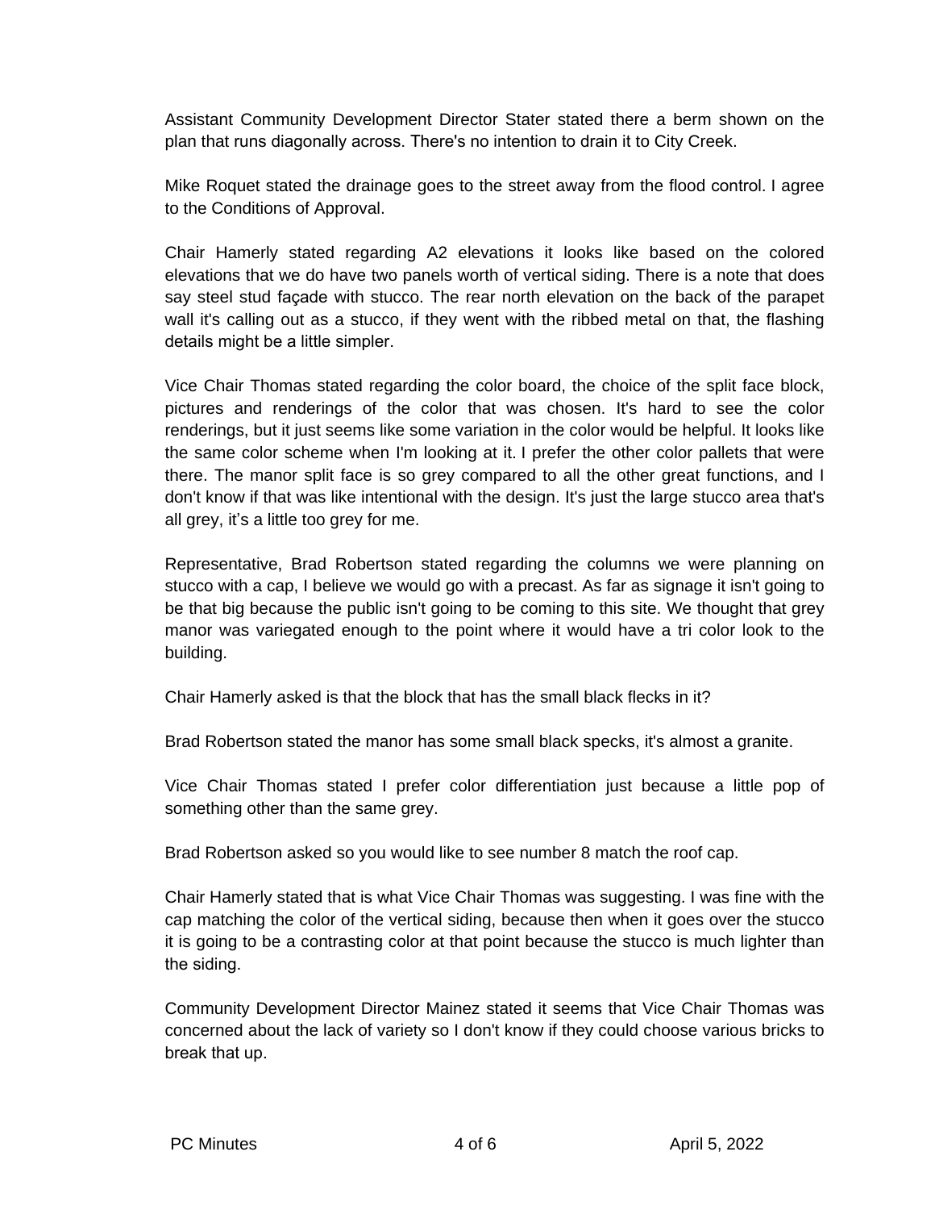Assistant Community Development Director Stater stated there a berm shown on the plan that runs diagonally across. There's no intention to drain it to City Creek.

Mike Roquet stated the drainage goes to the street away from the flood control. I agree to the Conditions of Approval.

Chair Hamerly stated regarding A2 elevations it looks like based on the colored elevations that we do have two panels worth of vertical siding. There is a note that does say steel stud façade with stucco. The rear north elevation on the back of the parapet wall it's calling out as a stucco, if they went with the ribbed metal on that, the flashing details might be a little simpler.

Vice Chair Thomas stated regarding the color board, the choice of the split face block, pictures and renderings of the color that was chosen. It's hard to see the color renderings, but it just seems like some variation in the color would be helpful. It looks like the same color scheme when I'm looking at it. I prefer the other color pallets that were there. The manor split face is so grey compared to all the other great functions, and I don't know if that was like intentional with the design. It's just the large stucco area that's all grey, it's a little too grey for me.

Representative, Brad Robertson stated regarding the columns we were planning on stucco with a cap, I believe we would go with a precast. As far as signage it isn't going to be that big because the public isn't going to be coming to this site. We thought that grey manor was variegated enough to the point where it would have a tri color look to the building.

Chair Hamerly asked is that the block that has the small black flecks in it?

Brad Robertson stated the manor has some small black specks, it's almost a granite.

Vice Chair Thomas stated I prefer color differentiation just because a little pop of something other than the same grey.

Brad Robertson asked so you would like to see number 8 match the roof cap.

Chair Hamerly stated that is what Vice Chair Thomas was suggesting. I was fine with the cap matching the color of the vertical siding, because then when it goes over the stucco it is going to be a contrasting color at that point because the stucco is much lighter than the siding.

Community Development Director Mainez stated it seems that Vice Chair Thomas was concerned about the lack of variety so I don't know if they could choose various bricks to break that up.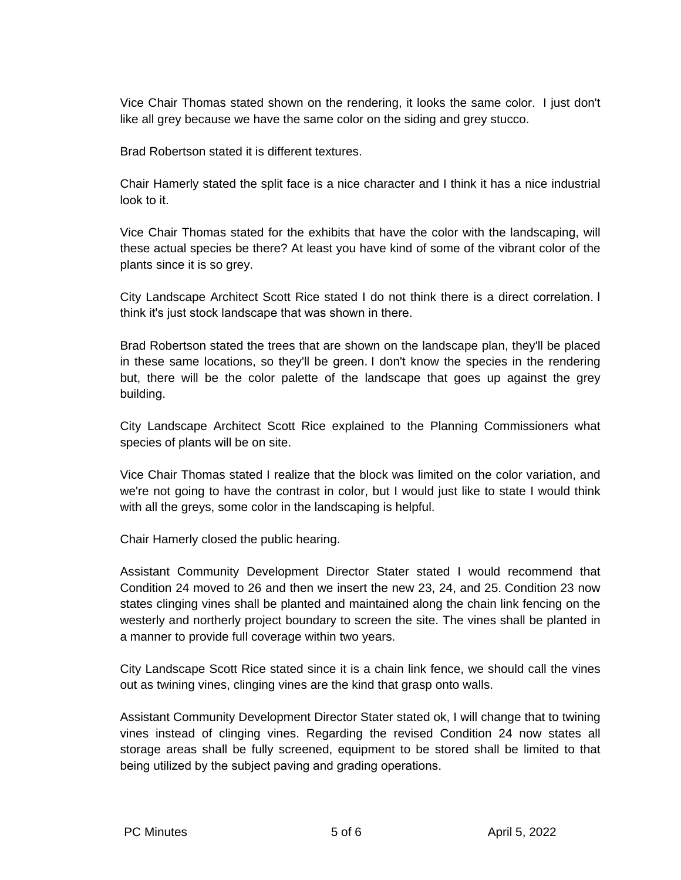Vice Chair Thomas stated shown on the rendering, it looks the same color. I just don't like all grey because we have the same color on the siding and grey stucco.

Brad Robertson stated it is different textures.

Chair Hamerly stated the split face is a nice character and I think it has a nice industrial look to it.

Vice Chair Thomas stated for the exhibits that have the color with the landscaping, will these actual species be there? At least you have kind of some of the vibrant color of the plants since it is so grey.

City Landscape Architect Scott Rice stated I do not think there is a direct correlation. I think it's just stock landscape that was shown in there.

Brad Robertson stated the trees that are shown on the landscape plan, they'll be placed in these same locations, so they'll be green. I don't know the species in the rendering but, there will be the color palette of the landscape that goes up against the grey building.

City Landscape Architect Scott Rice explained to the Planning Commissioners what species of plants will be on site.

Vice Chair Thomas stated I realize that the block was limited on the color variation, and we're not going to have the contrast in color, but I would just like to state I would think with all the greys, some color in the landscaping is helpful.

Chair Hamerly closed the public hearing.

Assistant Community Development Director Stater stated I would recommend that Condition 24 moved to 26 and then we insert the new 23, 24, and 25. Condition 23 now states clinging vines shall be planted and maintained along the chain link fencing on the westerly and northerly project boundary to screen the site. The vines shall be planted in a manner to provide full coverage within two years.

City Landscape Scott Rice stated since it is a chain link fence, we should call the vines out as twining vines, clinging vines are the kind that grasp onto walls.

Assistant Community Development Director Stater stated ok, I will change that to twining vines instead of clinging vines. Regarding the revised Condition 24 now states all storage areas shall be fully screened, equipment to be stored shall be limited to that being utilized by the subject paving and grading operations.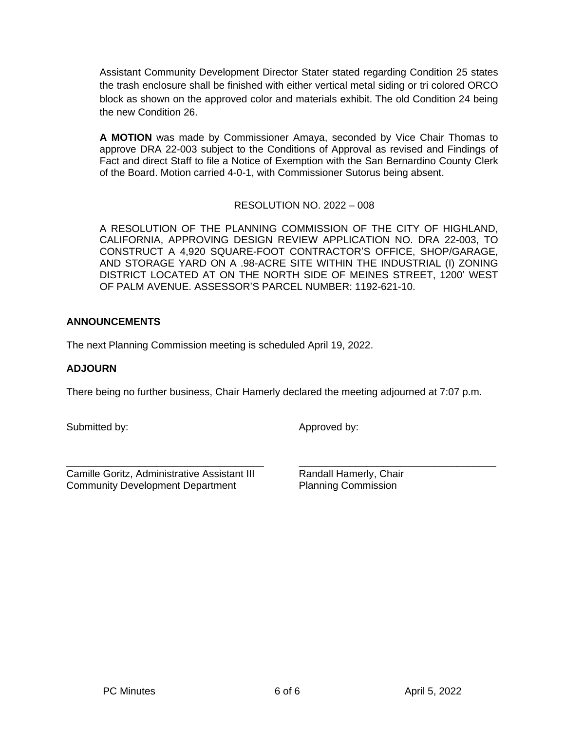Assistant Community Development Director Stater stated regarding Condition 25 states the trash enclosure shall be finished with either vertical metal siding or tri colored ORCO block as shown on the approved color and materials exhibit. The old Condition 24 being the new Condition 26.

**A MOTION** was made by Commissioner Amaya, seconded by Vice Chair Thomas to approve DRA 22-003 subject to the Conditions of Approval as revised and Findings of Fact and direct Staff to file a Notice of Exemption with the San Bernardino County Clerk of the Board. Motion carried 4-0-1, with Commissioner Sutorus being absent.

RESOLUTION NO. 2022 – 008

A RESOLUTION OF THE PLANNING COMMISSION OF THE CITY OF HIGHLAND, CALIFORNIA, APPROVING DESIGN REVIEW APPLICATION NO. DRA 22-003, TO CONSTRUCT A 4,920 SQUARE-FOOT CONTRACTOR'S OFFICE, SHOP/GARAGE, AND STORAGE YARD ON A .98-ACRE SITE WITHIN THE INDUSTRIAL (I) ZONING DISTRICT LOCATED AT ON THE NORTH SIDE OF MEINES STREET, 1200' WEST OF PALM AVENUE. ASSESSOR'S PARCEL NUMBER: 1192-621-10.

**ANNOUNCEMENTS**

The next Planning Commission meeting is scheduled April 19, 2022.

**ADJOURN**

There being no further business, Chair Hamerly declared the meeting adjourned at 7:07 p.m.

Submitted by:

\_\_\_\_\_\_\_\_\_\_\_\_\_\_\_\_\_\_\_\_\_\_\_\_\_\_\_\_\_\_\_\_\_\_\_
Camille Goritz, Administrative Assistant III
Community Development Department

Approved by:

\_\_\_\_\_\_\_\_\_\_\_\_\_\_\_\_\_\_\_\_\_\_\_\_\_\_\_\_\_\_\_\_\_\_\_
Randall Hamerly, Chair
Planning Commission